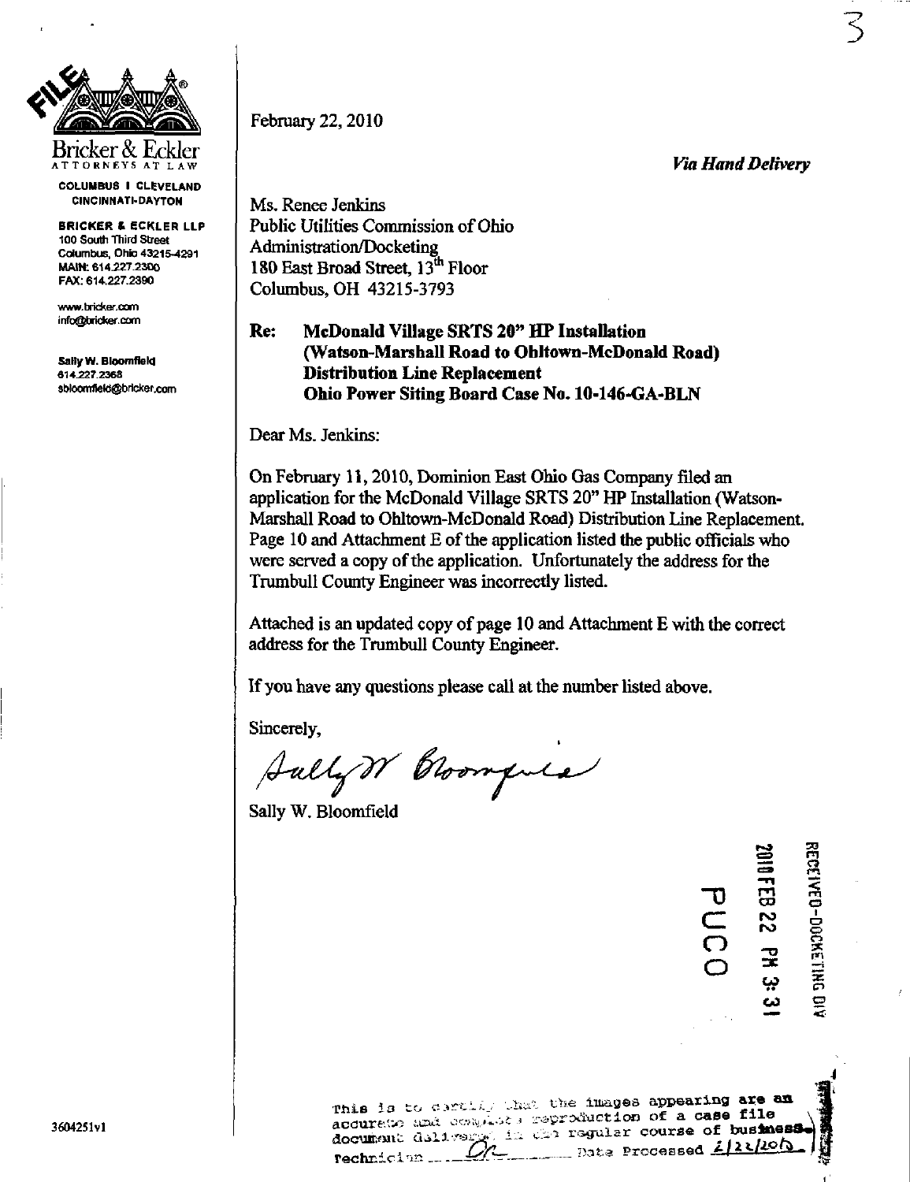Bricker & Eckler
ATTORNEYS AT LAW

COLUMBUS | CLEVELAND
CINCINNATI-DAYTON

BRICKER & ECKLER LLP
100 South Third Street
Columbus, Ohio 43215-4291
MAIN: 614.227.2300
FAX: 614.227.2390

www.bricker.com
info@bricker.com

Sally W. Bloomfield
614.227.2368
sbloomfield@bricker.com

February 22, 2010

*Via Hand Delivery*

Ms. Renee Jenkins
Public Utilities Commission of Ohio
Administration/Docketing
180 East Broad Street, 13th Floor
Columbus, OH 43215-3793

**Re: McDonald Village SRTS 20" HP Installation (Watson-Marshall Road to Ohltown-McDonald Road) Distribution Line Replacement Ohio Power Siting Board Case No. 10-146-GA-BLN**

Dear Ms. Jenkins:

On February 11, 2010, Dominion East Ohio Gas Company filed an application for the McDonald Village SRTS 20" HP Installation (Watson-Marshall Road to Ohltown-McDonald Road) Distribution Line Replacement. Page 10 and Attachment E of the application listed the public officials who were served a copy of the application. Unfortunately the address for the Trumbull County Engineer was incorrectly listed.

Attached is an updated copy of page 10 and Attachment E with the correct address for the Trumbull County Engineer.

If you have any questions please call at the number listed above.

Sincerely,

Sally W. Bloomfield

RECEIVED-DOCKETING DIV
2010 FEB 22 PM 3:31
PUCO

This is to certify that the images appearing are an accurate and complete reproduction of a case file document delivered in the regular course of business. Technician ___ Date Processed 2/22/2010

3604251v1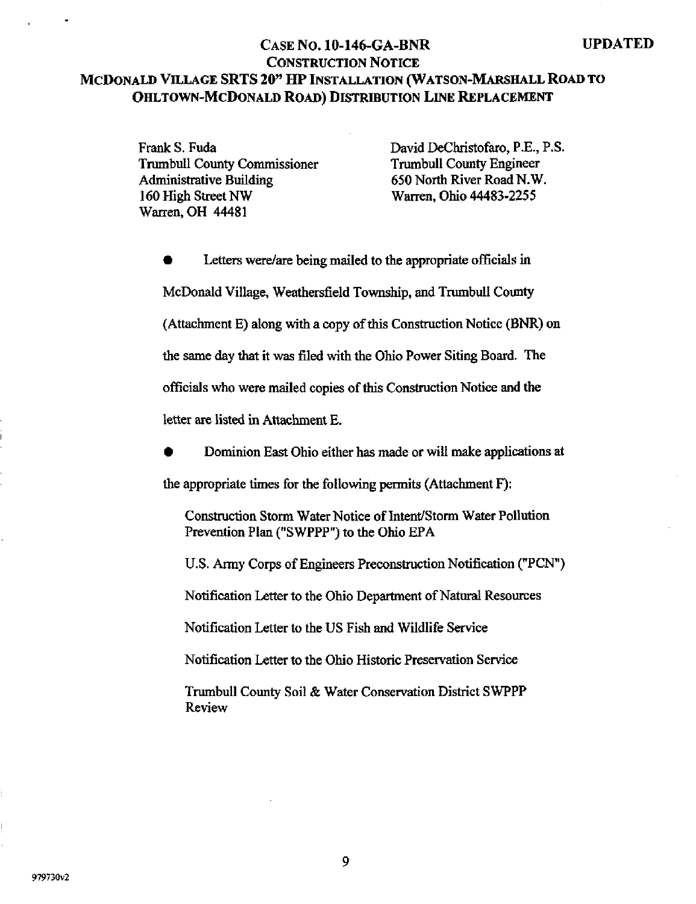# CASE NO. 10-146-GA-BNR

**UPDATED**

## CONSTRUCTION NOTICE

## MCDONALD VILLAGE SRTS 20" HP INSTALLATION (WATSON-MARSHALL ROAD TO OHLTOWN-MCDONALD ROAD) DISTRIBUTION LINE REPLACEMENT

Frank S. Fuda
Trumbull County Commissioner
Administrative Building
160 High Street NW
Warren, OH 44481

David DeChristofaro, P.E., P.S.
Trumbull County Engineer
650 North River Road N.W.
Warren, Ohio 44483-2255

- Letters were/are being mailed to the appropriate officials in McDonald Village, Weathersfield Township, and Trumbull County (Attachment E) along with a copy of this Construction Notice (BNR) on the same day that it was filed with the Ohio Power Siting Board. The officials who were mailed copies of this Construction Notice and the letter are listed in Attachment E.

- Dominion East Ohio either has made or will make applications at the appropriate times for the following permits (Attachment F):

  Construction Storm Water Notice of Intent/Storm Water Pollution Prevention Plan ("SWPPP") to the Ohio EPA

  U.S. Army Corps of Engineers Preconstruction Notification ("PCN")

  Notification Letter to the Ohio Department of Natural Resources

  Notification Letter to the US Fish and Wildlife Service

  Notification Letter to the Ohio Historic Preservation Service

  Trumbull County Soil & Water Conservation District SWPPP Review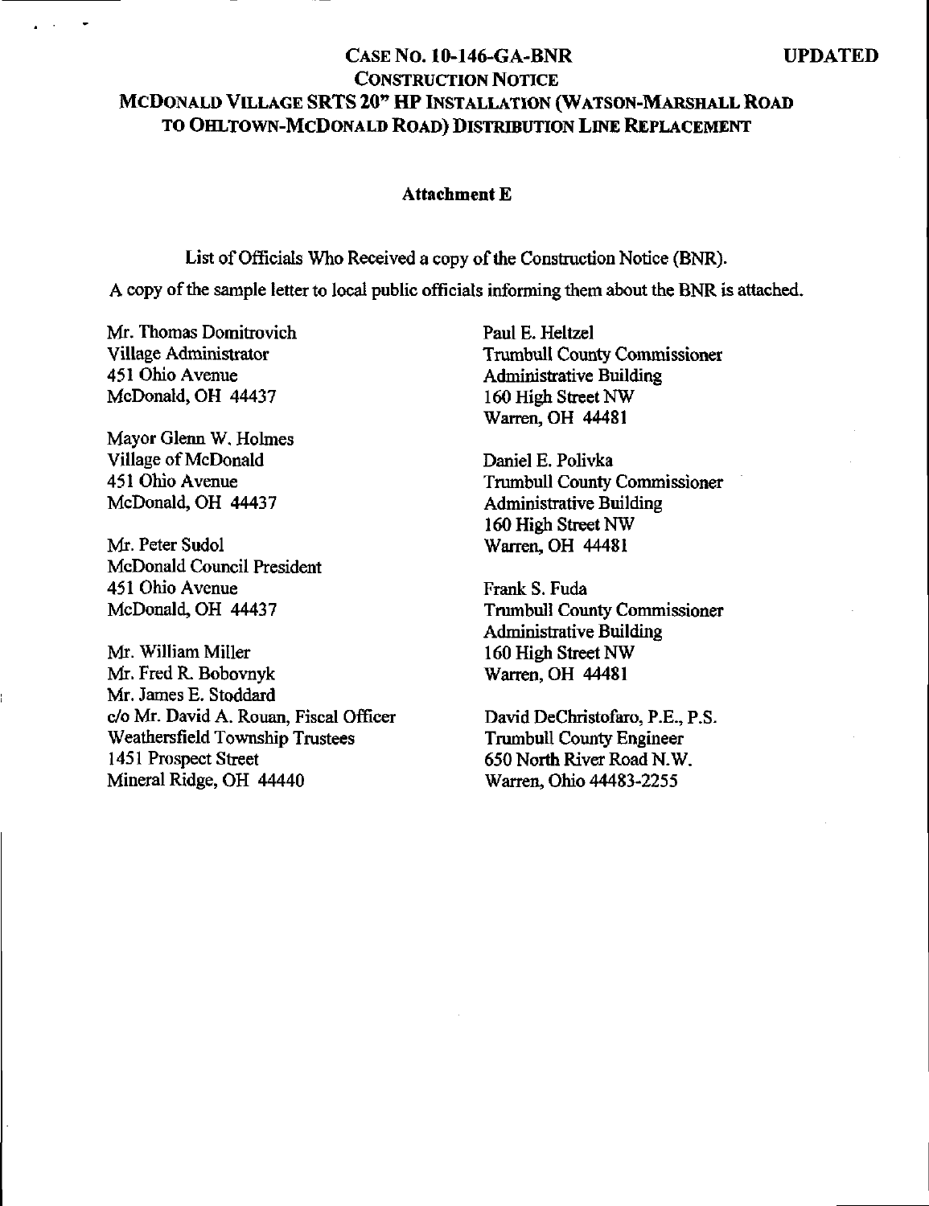# CASE NO. 10-146-GA-BNR

**UPDATED**

## CONSTRUCTION NOTICE

## MCDONALD VILLAGE SRTS 20" HP INSTALLATION (WATSON-MARSHALL ROAD TO OHLTOWN-MCDONALD ROAD) DISTRIBUTION LINE REPLACEMENT

**Attachment E**

List of Officials Who Received a copy of the Construction Notice (BNR).

A copy of the sample letter to local public officials informing them about the BNR is attached.

Mr. Thomas Domitrovich
Village Administrator
451 Ohio Avenue
McDonald, OH 44437

Mayor Glenn W. Holmes
Village of McDonald
451 Ohio Avenue
McDonald, OH 44437

Mr. Peter Sudol
McDonald Council President
451 Ohio Avenue
McDonald, OH 44437

Mr. William Miller
Mr. Fred R. Bobovnyk
Mr. James E. Stoddard
c/o Mr. David A. Rouan, Fiscal Officer
Weathersfield Township Trustees
1451 Prospect Street
Mineral Ridge, OH 44440

Paul E. Heltzel
Trumbull County Commissioner
Administrative Building
160 High Street NW
Warren, OH 44481

Daniel E. Polivka
Trumbull County Commissioner
Administrative Building
160 High Street NW
Warren, OH 44481

Frank S. Fuda
Trumbull County Commissioner
Administrative Building
160 High Street NW
Warren, OH 44481

David DeChristofaro, P.E., P.S.
Trumbull County Engineer
650 North River Road N.W.
Warren, Ohio 44483-2255